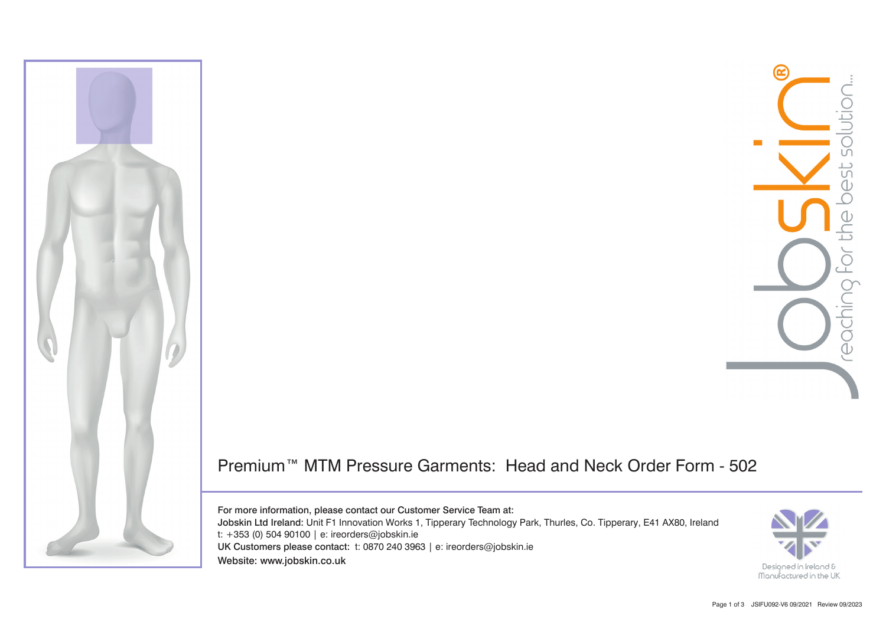Jobskin® reaching for the best solution...

# Premium™ MTM Pressure Garments: Head and Neck Order Form - 502

**For more information, please contact our Customer Service Team at:**

**Jobskin Ltd Ireland:** Unit F1 Innovation Works 1, Tipperary Technology Park, Thurles, Co. Tipperary, E41 AX80, Ireland
t: +353 (0) 504 90100 | e: ireorders@jobskin.ie

**UK Customers please contact:** t: 0870 240 3963 | e: ireorders@jobskin.ie

**Website: www.jobskin.co.uk**

Designed in Ireland & Manufactured in the UK

JSIFU092-V6 09/2021 Review 09/2023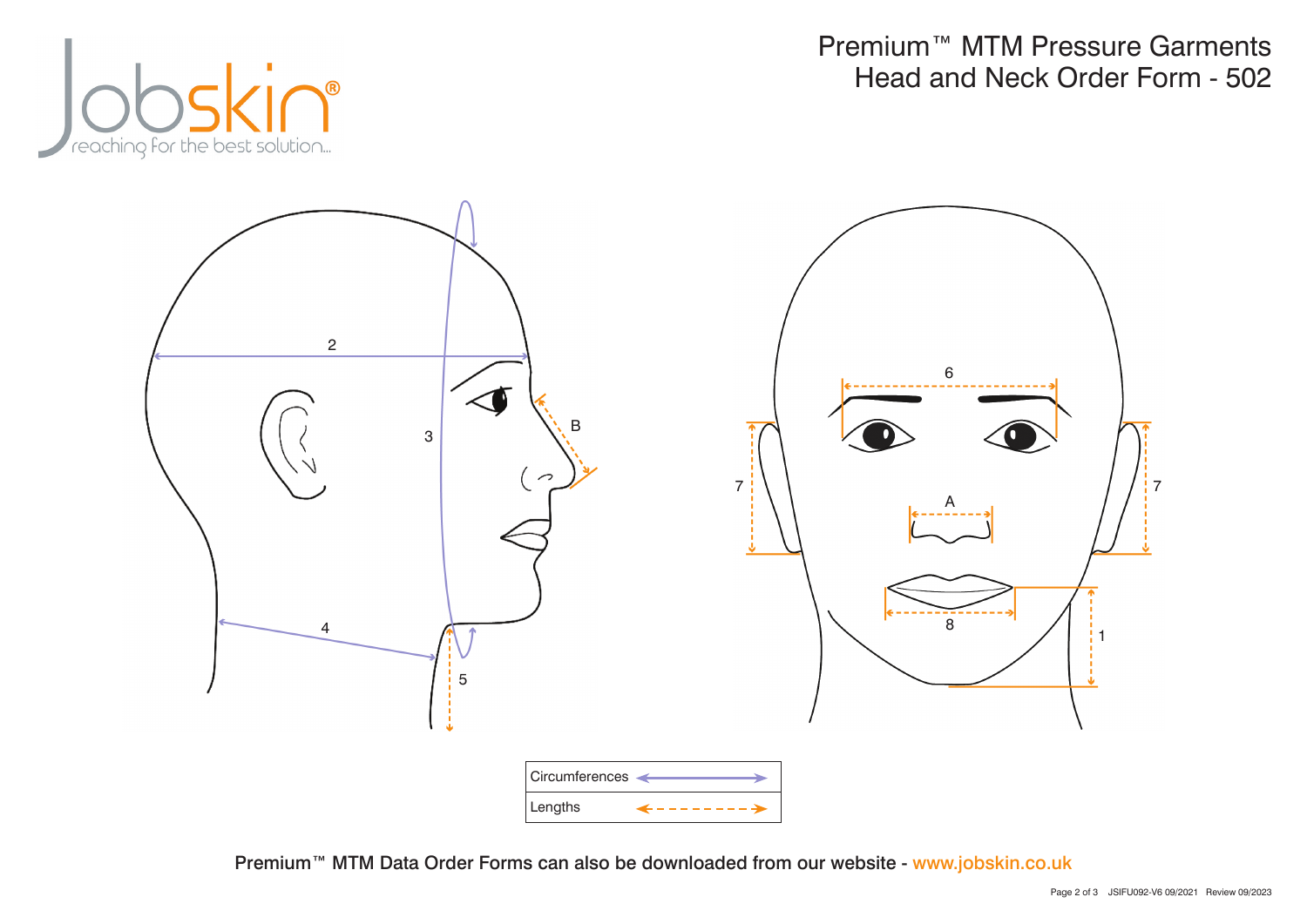# Premium™ MTM Pressure Garments
## Head and Neck Order Form - 502

2

3

B

4

5

6

7

A

7

8

1

| Circumferences | ⟷ |
| --- | --- |
| Lengths | ⇠ - - - - ⇢ |

Premium™ MTM Data Order Forms can also be downloaded from our website - www.jobskin.co.uk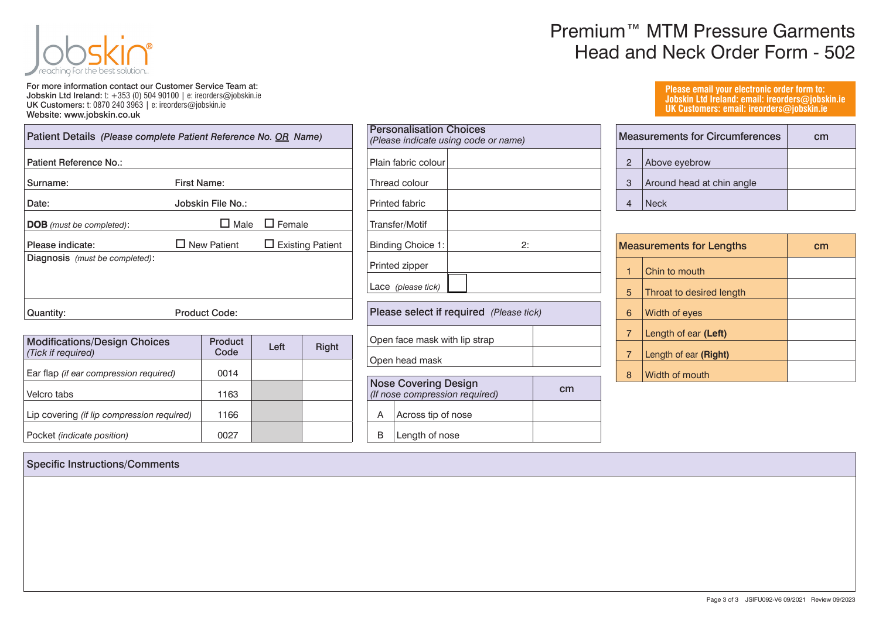Jobskin
reaching for the best solution...

# Premium™ MTM Pressure Garments Head and Neck Order Form - 502

For more information contact our Customer Service Team at:
**Jobskin Ltd Ireland:** t: +353 (0) 504 90100 | e: ireorders@jobskin.ie
**UK Customers:** t: 0870 240 3963 | e: ireorders@jobskin.ie
**Website:** www.jobskin.co.uk

**Please email your electronic order form to:**
**Jobskin Ltd Ireland: email: ireorders@jobskin.ie**
**UK Customers: email: ireorders@jobskin.ie**

| Patient Details *(Please complete Patient Reference No. OR Name)* | | |
|---|---|---|
| Patient Reference No.: | | |
| Surname: | First Name: | |
| Date: | Jobskin File No.: | |
| **DOB** *(must be completed)*: | ☐ Male | ☐ Female |
| Please indicate: | ☐ New Patient | ☐ Existing Patient |
| Diagnosis *(must be completed)*: | | |
| Quantity: | Product Code: | |

| Modifications/Design Choices *(Tick if required)* | Product Code | Left | Right |
|---|---|---|---|
| Ear flap *(if ear compression required)* | 0014 | | |
| Velcro tabs | 1163 | | |
| Lip covering *(if lip compression required)* | 1166 | | |
| Pocket *(indicate position)* | 0027 | | |

| Personalisation Choices *(Please indicate using code or name)* | |
|---|---|
| Plain fabric colour | |
| Thread colour | |
| Printed fabric | |
| Transfer/Motif | |
| Binding Choice 1: | 2: |
| Printed zipper | |
| Lace *(please tick)* | ☐ |

| Please select if required *(Please tick)* | |
|---|---|
| Open face mask with lip strap | |
| Open head mask | |

| Nose Covering Design *(If nose compression required)* | | cm |
|---|---|---|
| A | Across tip of nose | |
| B | Length of nose | |

| Measurements for Circumferences | | cm |
|---|---|---|
| 2 | Above eyebrow | |
| 3 | Around head at chin angle | |
| 4 | Neck | |

| Measurements for Lengths | | cm |
|---|---|---|
| 1 | Chin to mouth | |
| 5 | Throat to desired length | |
| 6 | Width of eyes | |
| 7 | Length of ear **(Left)** | |
| 7 | Length of ear **(Right)** | |
| 8 | Width of mouth | |

## Specific Instructions/Comments

JSIFU092-V6 09/2021 Review 09/2023